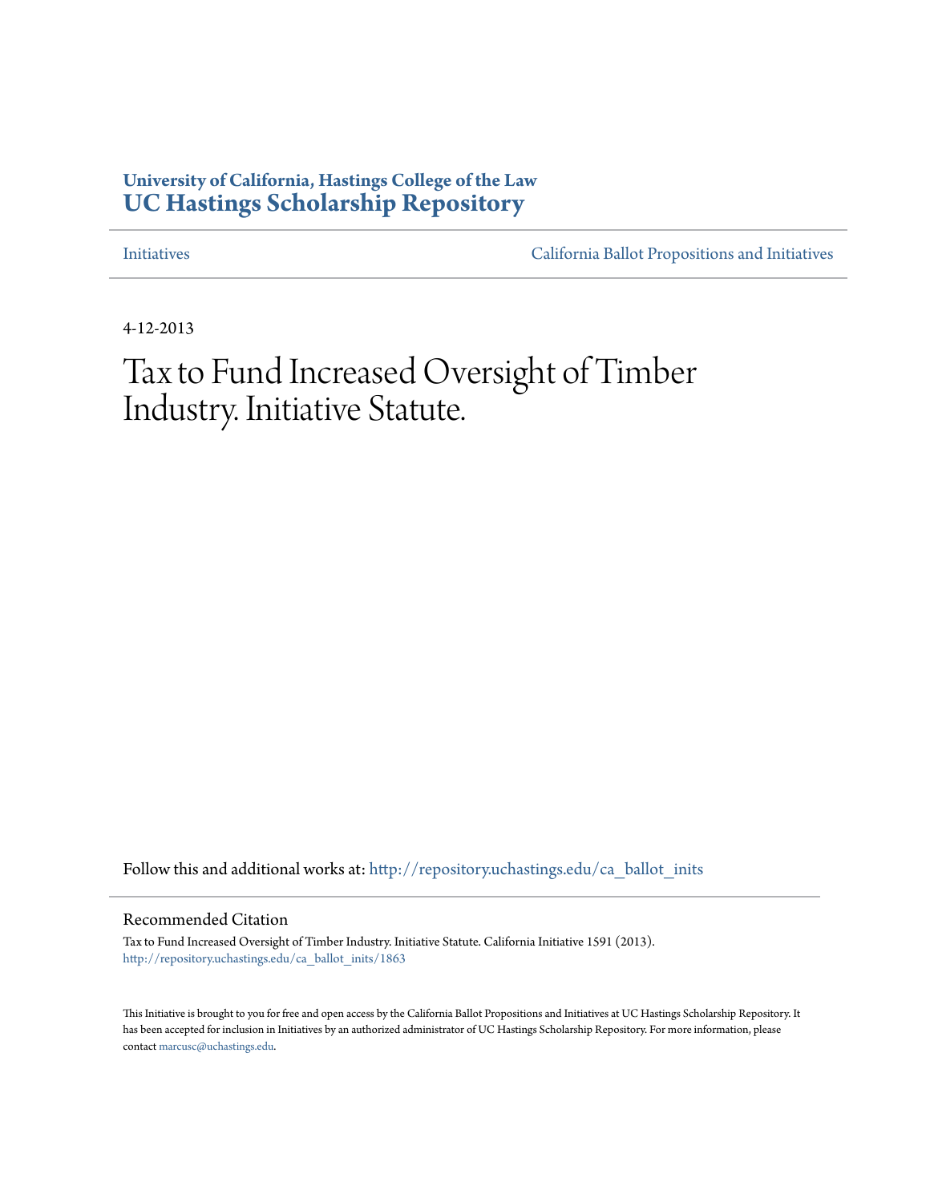**University of California, Hastings College of the Law**
## UC Hastings Scholarship Repository

Initiatives — California Ballot Propositions and Initiatives

4-12-2013

# Tax to Fund Increased Oversight of Timber Industry. Initiative Statute.

Follow this and additional works at: http://repository.uchastings.edu/ca_ballot_inits

### Recommended Citation

Tax to Fund Increased Oversight of Timber Industry. Initiative Statute. California Initiative 1591 (2013).
http://repository.uchastings.edu/ca_ballot_inits/1863

This Initiative is brought to you for free and open access by the California Ballot Propositions and Initiatives at UC Hastings Scholarship Repository. It has been accepted for inclusion in Initiatives by an authorized administrator of UC Hastings Scholarship Repository. For more information, please contact marcusc@uchastings.edu.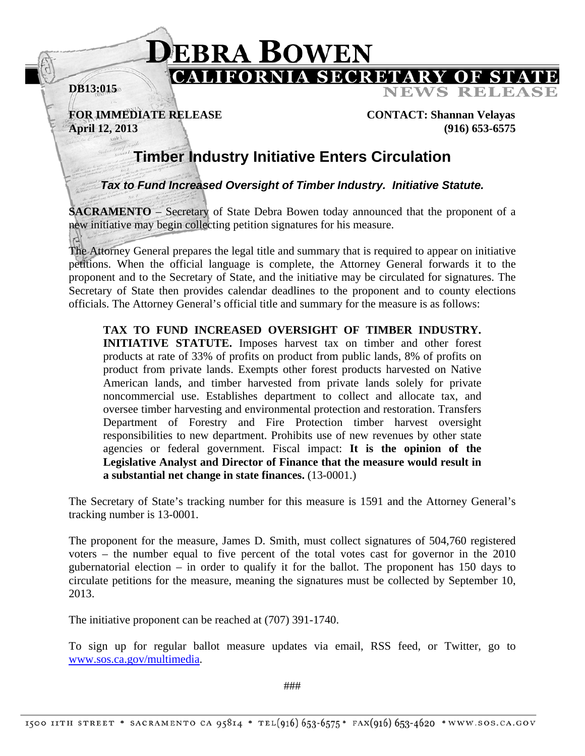# DEBRA BOWEN

## CALIFORNIA SECRETARY OF STATE

NEWS RELEASE

**DB13:015**

**FOR IMMEDIATE RELEASE**
**April 12, 2013**

**CONTACT: Shannan Velayas**
**(916) 653-6575**

## Timber Industry Initiative Enters Circulation

***Tax to Fund Increased Oversight of Timber Industry. Initiative Statute.***

**SACRAMENTO** – Secretary of State Debra Bowen today announced that the proponent of a new initiative may begin collecting petition signatures for his measure.

The Attorney General prepares the legal title and summary that is required to appear on initiative petitions. When the official language is complete, the Attorney General forwards it to the proponent and to the Secretary of State, and the initiative may be circulated for signatures. The Secretary of State then provides calendar deadlines to the proponent and to county elections officials. The Attorney General's official title and summary for the measure is as follows:

> **TAX TO FUND INCREASED OVERSIGHT OF TIMBER INDUSTRY. INITIATIVE STATUTE.** Imposes harvest tax on timber and other forest products at rate of 33% of profits on product from public lands, 8% of profits on product from private lands. Exempts other forest products harvested on Native American lands, and timber harvested from private lands solely for private noncommercial use. Establishes department to collect and allocate tax, and oversee timber harvesting and environmental protection and restoration. Transfers Department of Forestry and Fire Protection timber harvest oversight responsibilities to new department. Prohibits use of new revenues by other state agencies or federal government. Fiscal impact: **It is the opinion of the Legislative Analyst and Director of Finance that the measure would result in a substantial net change in state finances.** (13-0001.)

The Secretary of State's tracking number for this measure is 1591 and the Attorney General's tracking number is 13-0001.

The proponent for the measure, James D. Smith, must collect signatures of 504,760 registered voters – the number equal to five percent of the total votes cast for governor in the 2010 gubernatorial election – in order to qualify it for the ballot. The proponent has 150 days to circulate petitions for the measure, meaning the signatures must be collected by September 10, 2013.

The initiative proponent can be reached at (707) 391-1740.

To sign up for regular ballot measure updates via email, RSS feed, or Twitter, go to [www.sos.ca.gov/multimedia](http://www.sos.ca.gov/multimedia).

###

1500 11TH STREET • SACRAMENTO CA 95814 • TEL(916) 653-6575 • FAX(916) 653-4620 • WWW.SOS.CA.GOV